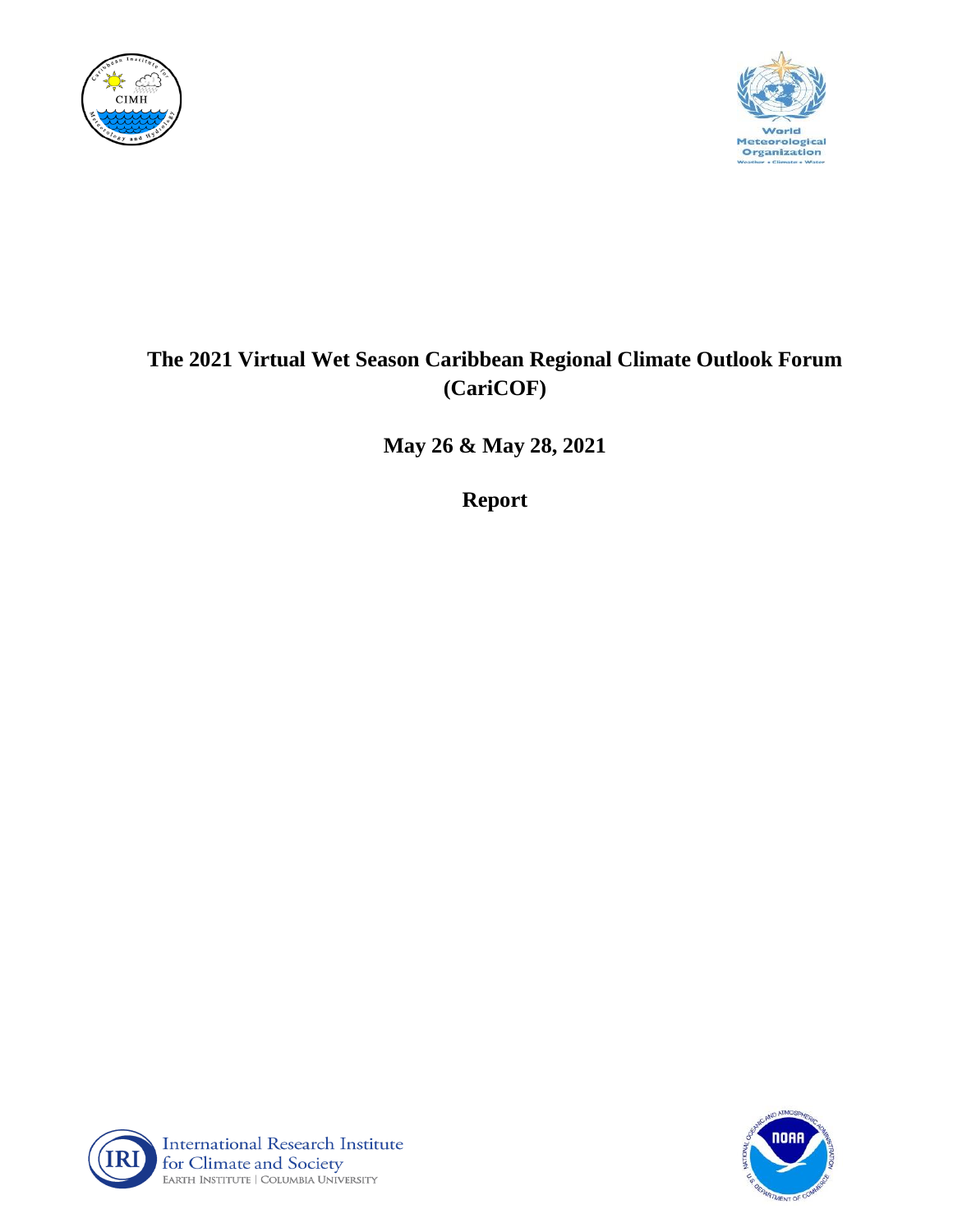# The 2021 Virtual Wet Season Caribbean Regional Climate Outlook Forum (CariCOF)

**May 26 & May 28, 2021**

**Report**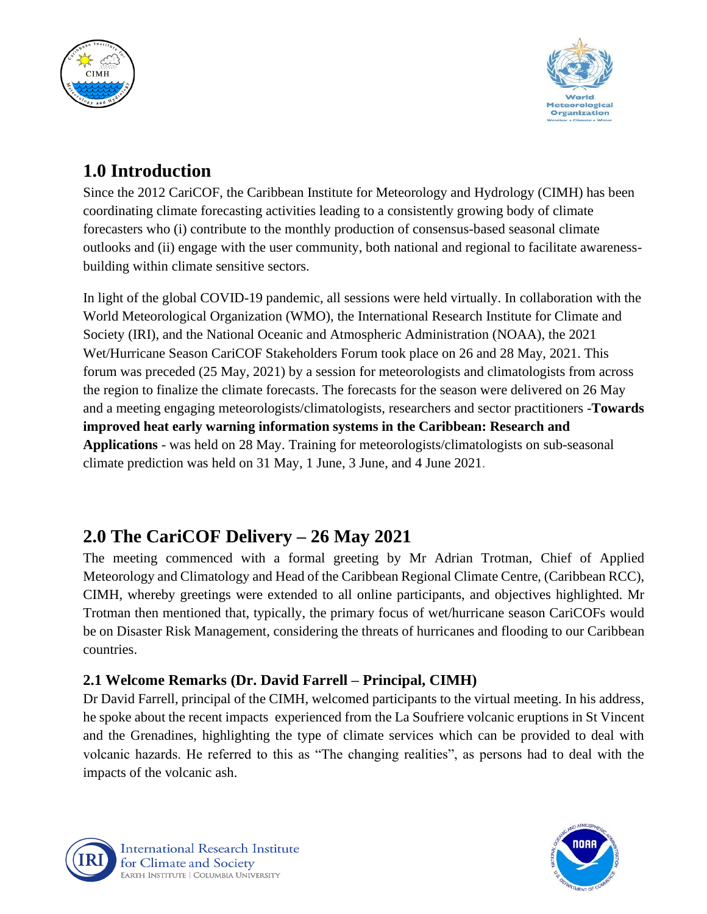# 1.0 Introduction

Since the 2012 CariCOF, the Caribbean Institute for Meteorology and Hydrology (CIMH) has been coordinating climate forecasting activities leading to a consistently growing body of climate forecasters who (i) contribute to the monthly production of consensus-based seasonal climate outlooks and (ii) engage with the user community, both national and regional to facilitate awareness-building within climate sensitive sectors.

In light of the global COVID-19 pandemic, all sessions were held virtually. In collaboration with the World Meteorological Organization (WMO), the International Research Institute for Climate and Society (IRI), and the National Oceanic and Atmospheric Administration (NOAA), the 2021 Wet/Hurricane Season CariCOF Stakeholders Forum took place on 26 and 28 May, 2021. This forum was preceded (25 May, 2021) by a session for meteorologists and climatologists from across the region to finalize the climate forecasts. The forecasts for the season were delivered on 26 May and a meeting engaging meteorologists/climatologists, researchers and sector practitioners -**Towards improved heat early warning information systems in the Caribbean: Research and Applications** - was held on 28 May. Training for meteorologists/climatologists on sub-seasonal climate prediction was held on 31 May, 1 June, 3 June, and 4 June 2021.

# 2.0 The CariCOF Delivery – 26 May 2021

The meeting commenced with a formal greeting by Mr Adrian Trotman, Chief of Applied Meteorology and Climatology and Head of the Caribbean Regional Climate Centre, (Caribbean RCC), CIMH, whereby greetings were extended to all online participants, and objectives highlighted. Mr Trotman then mentioned that, typically, the primary focus of wet/hurricane season CariCOFs would be on Disaster Risk Management, considering the threats of hurricanes and flooding to our Caribbean countries.

## 2.1 Welcome Remarks (Dr. David Farrell – Principal, CIMH)

Dr David Farrell, principal of the CIMH, welcomed participants to the virtual meeting. In his address, he spoke about the recent impacts experienced from the La Soufriere volcanic eruptions in St Vincent and the Grenadines, highlighting the type of climate services which can be provided to deal with volcanic hazards. He referred to this as "The changing realities", as persons had to deal with the impacts of the volcanic ash.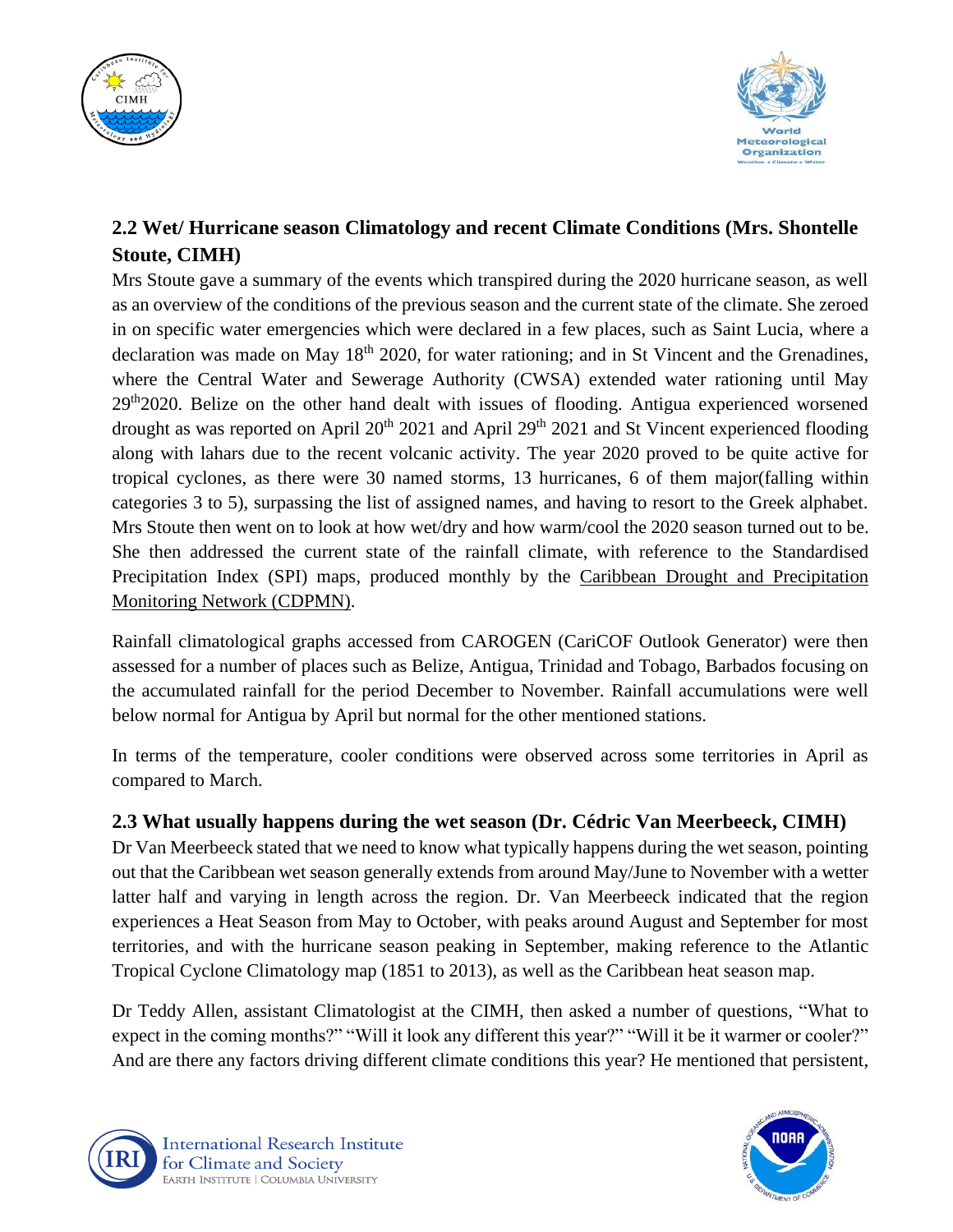## 2.2 Wet/ Hurricane season Climatology and recent Climate Conditions (Mrs. Shontelle Stoute, CIMH)

Mrs Stoute gave a summary of the events which transpired during the 2020 hurricane season, as well as an overview of the conditions of the previous season and the current state of the climate. She zeroed in on specific water emergencies which were declared in a few places, such as Saint Lucia, where a declaration was made on May 18th 2020, for water rationing; and in St Vincent and the Grenadines, where the Central Water and Sewerage Authority (CWSA) extended water rationing until May 29th2020. Belize on the other hand dealt with issues of flooding. Antigua experienced worsened drought as was reported on April 20th 2021 and April 29th 2021 and St Vincent experienced flooding along with lahars due to the recent volcanic activity. The year 2020 proved to be quite active for tropical cyclones, as there were 30 named storms, 13 hurricanes, 6 of them major(falling within categories 3 to 5), surpassing the list of assigned names, and having to resort to the Greek alphabet. Mrs Stoute then went on to look at how wet/dry and how warm/cool the 2020 season turned out to be. She then addressed the current state of the rainfall climate, with reference to the Standardised Precipitation Index (SPI) maps, produced monthly by the Caribbean Drought and Precipitation Monitoring Network (CDPMN).

Rainfall climatological graphs accessed from CAROGEN (CariCOF Outlook Generator) were then assessed for a number of places such as Belize, Antigua, Trinidad and Tobago, Barbados focusing on the accumulated rainfall for the period December to November. Rainfall accumulations were well below normal for Antigua by April but normal for the other mentioned stations.

In terms of the temperature, cooler conditions were observed across some territories in April as compared to March.

## 2.3 What usually happens during the wet season (Dr. Cédric Van Meerbeeck, CIMH)

Dr Van Meerbeeck stated that we need to know what typically happens during the wet season, pointing out that the Caribbean wet season generally extends from around May/June to November with a wetter latter half and varying in length across the region. Dr. Van Meerbeeck indicated that the region experiences a Heat Season from May to October, with peaks around August and September for most territories, and with the hurricane season peaking in September, making reference to the Atlantic Tropical Cyclone Climatology map (1851 to 2013), as well as the Caribbean heat season map.

Dr Teddy Allen, assistant Climatologist at the CIMH, then asked a number of questions, "What to expect in the coming months?" "Will it look any different this year?" "Will it be it warmer or cooler?" And are there any factors driving different climate conditions this year? He mentioned that persistent,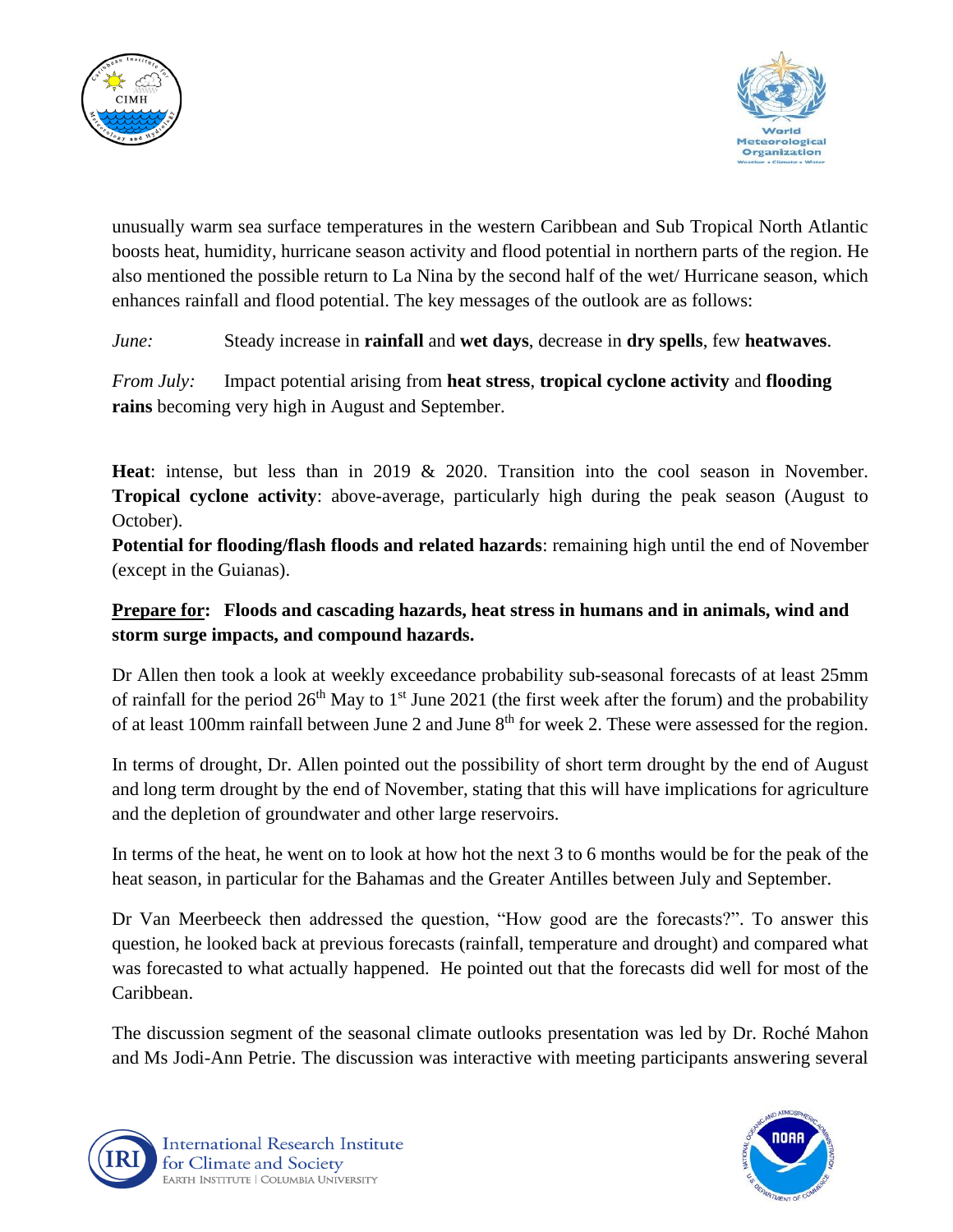unusually warm sea surface temperatures in the western Caribbean and Sub Tropical North Atlantic boosts heat, humidity, hurricane season activity and flood potential in northern parts of the region. He also mentioned the possible return to La Nina by the second half of the wet/ Hurricane season, which enhances rainfall and flood potential. The key messages of the outlook are as follows:

*June:* Steady increase in **rainfall** and **wet days**, decrease in **dry spells**, few **heatwaves**.

*From July:* Impact potential arising from **heat stress**, **tropical cyclone activity** and **flooding rains** becoming very high in August and September.

**Heat**: intense, but less than in 2019 & 2020. Transition into the cool season in November.
**Tropical cyclone activity**: above-average, particularly high during the peak season (August to October).
**Potential for flooding/flash floods and related hazards**: remaining high until the end of November (except in the Guianas).

**<u>Prepare for</u>: Floods and cascading hazards, heat stress in humans and in animals, wind and storm surge impacts, and compound hazards.**

Dr Allen then took a look at weekly exceedance probability sub-seasonal forecasts of at least 25mm of rainfall for the period 26th May to 1st June 2021 (the first week after the forum) and the probability of at least 100mm rainfall between June 2 and June 8th for week 2. These were assessed for the region.

In terms of drought, Dr. Allen pointed out the possibility of short term drought by the end of August and long term drought by the end of November, stating that this will have implications for agriculture and the depletion of groundwater and other large reservoirs.

In terms of the heat, he went on to look at how hot the next 3 to 6 months would be for the peak of the heat season, in particular for the Bahamas and the Greater Antilles between July and September.

Dr Van Meerbeeck then addressed the question, "How good are the forecasts?". To answer this question, he looked back at previous forecasts (rainfall, temperature and drought) and compared what was forecasted to what actually happened. He pointed out that the forecasts did well for most of the Caribbean.

The discussion segment of the seasonal climate outlooks presentation was led by Dr. Roché Mahon and Ms Jodi-Ann Petrie. The discussion was interactive with meeting participants answering several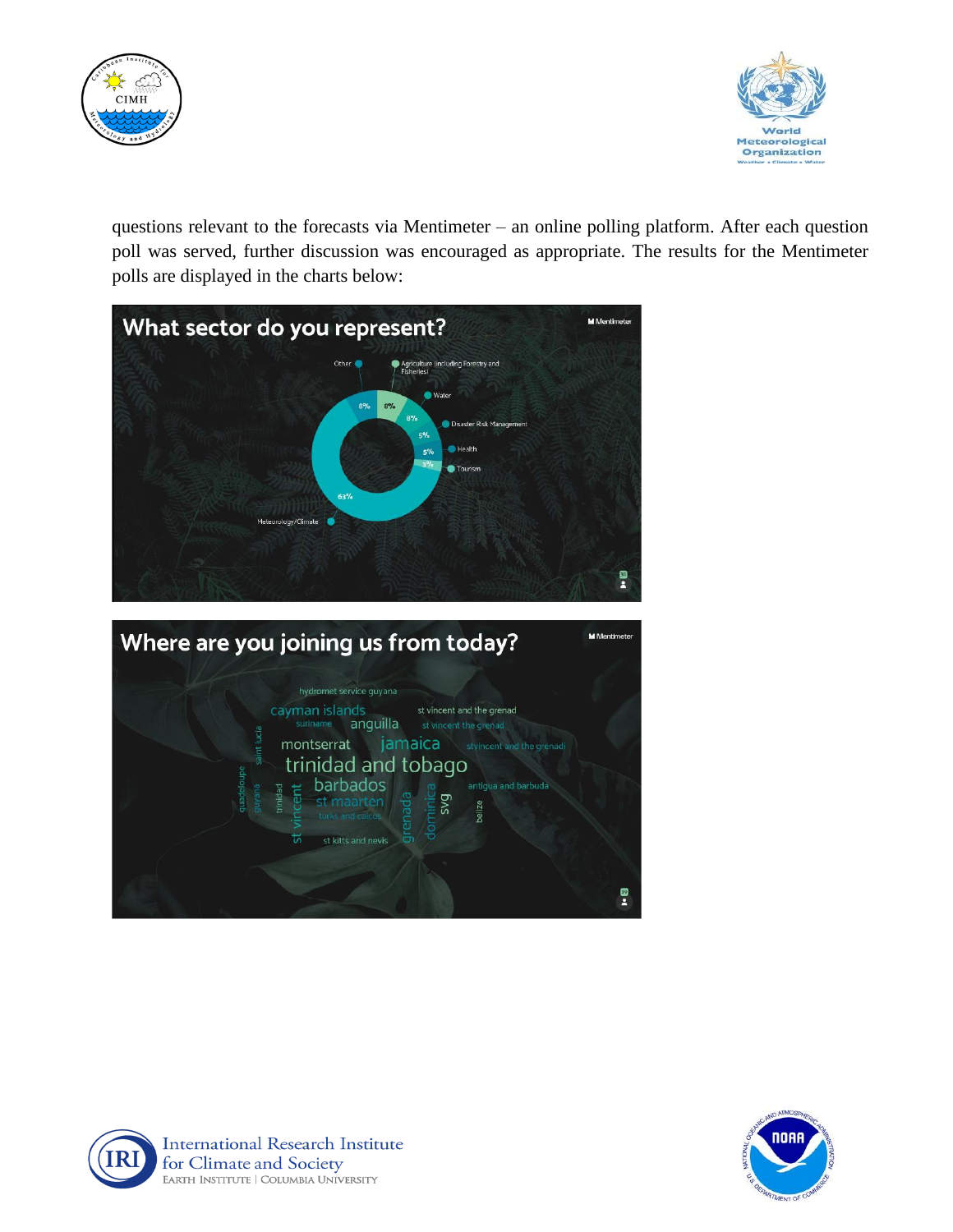questions relevant to the forecasts via Mentimeter – an online polling platform. After each question poll was served, further discussion was encouraged as appropriate. The results for the Mentimeter polls are displayed in the charts below:

**What sector do you represent?**

| Sector | Share |
| --- | --- |
| Meteorology/Climate | 63% |
| Other | 8% |
| Agriculture (including Forestry and Fisheries) | 8% |
| Water | 8% |
| Disaster Risk Management | 5% |
| Health | 5% |
| Tourism | 3% |

**Where are you joining us from today?**

hydromet service guyana, cayman islands, st vincent and the grenad, suriname, anguilla, st vincent the grenad, saint lucia, montserrat, jamaica, stvincent and the grenadi, trinidad and tobago, guadeloupe, guyana, trinidad, st vincent, barbados, st maarten, turks and caicos, grenada, dominica, svg, antigua and barbuda, belize, st kitts and nevis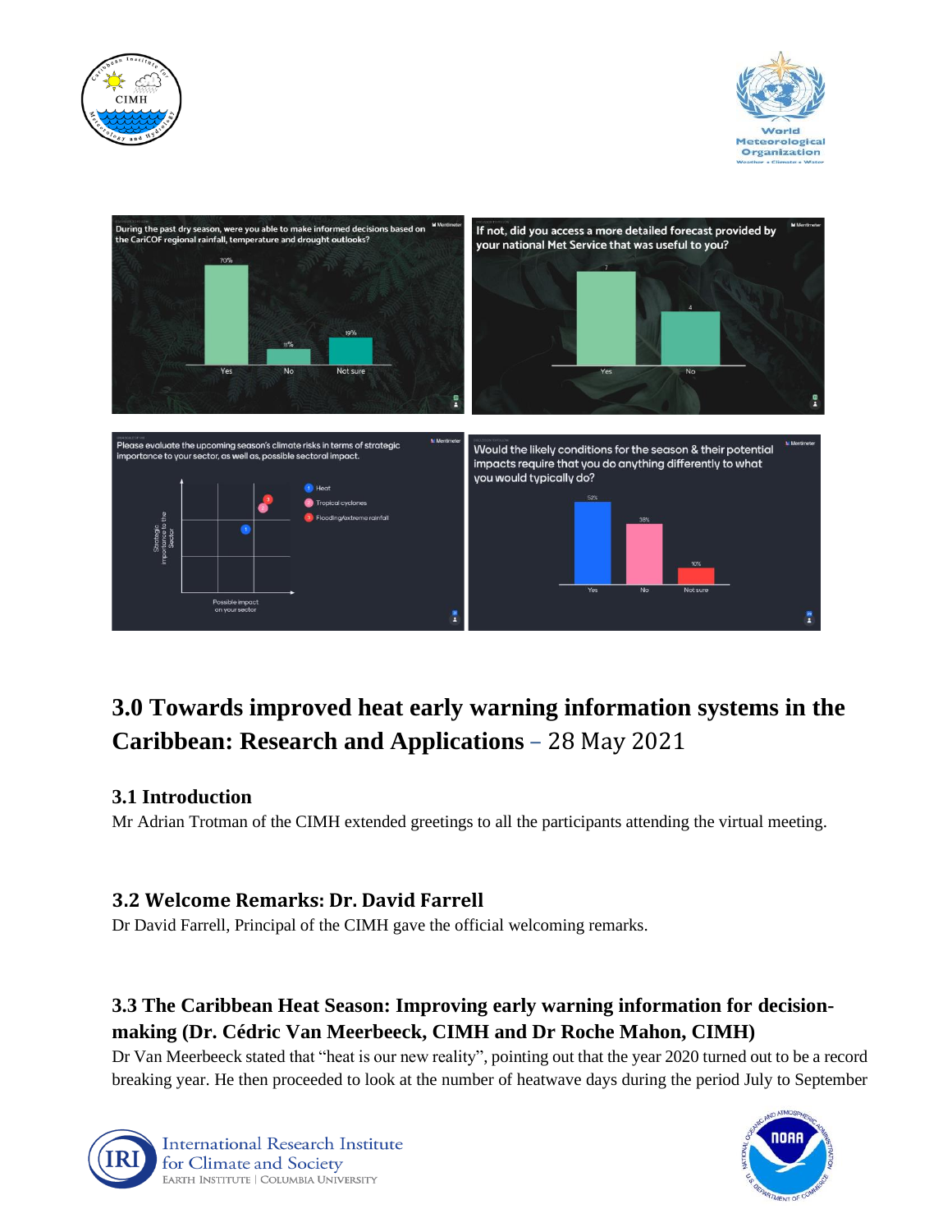## 3.0 Towards improved heat early warning information systems in the Caribbean: Research and Applications – 28 May 2021

### 3.1 Introduction

Mr Adrian Trotman of the CIMH extended greetings to all the participants attending the virtual meeting.

### 3.2 Welcome Remarks: Dr. David Farrell

Dr David Farrell, Principal of the CIMH gave the official welcoming remarks.

### 3.3 The Caribbean Heat Season: Improving early warning information for decision-making (Dr. Cédric Van Meerbeeck, CIMH and Dr Roche Mahon, CIMH)

Dr Van Meerbeeck stated that "heat is our new reality", pointing out that the year 2020 turned out to be a record breaking year. He then proceeded to look at the number of heatwave days during the period July to September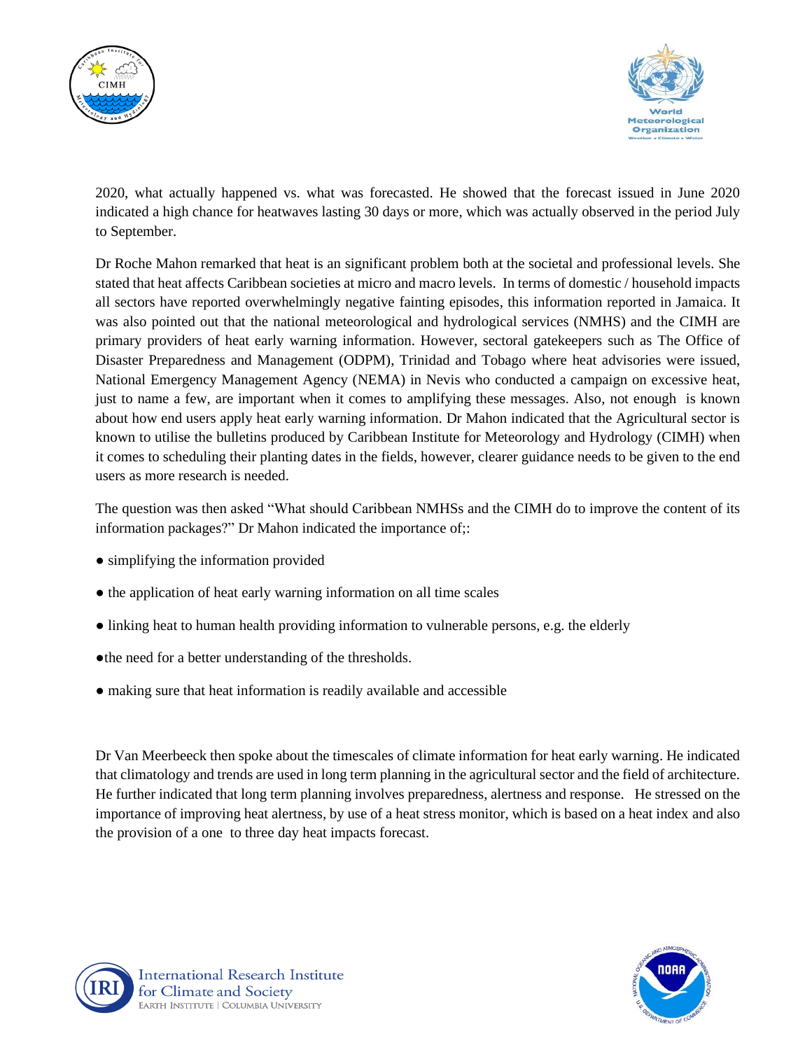2020, what actually happened vs. what was forecasted. He showed that the forecast issued in June 2020 indicated a high chance for heatwaves lasting 30 days or more, which was actually observed in the period July to September.

Dr Roche Mahon remarked that heat is an significant problem both at the societal and professional levels. She stated that heat affects Caribbean societies at micro and macro levels. In terms of domestic / household impacts all sectors have reported overwhelmingly negative fainting episodes, this information reported in Jamaica. It was also pointed out that the national meteorological and hydrological services (NMHS) and the CIMH are primary providers of heat early warning information. However, sectoral gatekeepers such as The Office of Disaster Preparedness and Management (ODPM), Trinidad and Tobago where heat advisories were issued, National Emergency Management Agency (NEMA) in Nevis who conducted a campaign on excessive heat, just to name a few, are important when it comes to amplifying these messages. Also, not enough is known about how end users apply heat early warning information. Dr Mahon indicated that the Agricultural sector is known to utilise the bulletins produced by Caribbean Institute for Meteorology and Hydrology (CIMH) when it comes to scheduling their planting dates in the fields, however, clearer guidance needs to be given to the end users as more research is needed.

The question was then asked "What should Caribbean NMHSs and the CIMH do to improve the content of its information packages?" Dr Mahon indicated the importance of;:

- simplifying the information provided
- the application of heat early warning information on all time scales
- linking heat to human health providing information to vulnerable persons, e.g. the elderly
- the need for a better understanding of the thresholds.
- making sure that heat information is readily available and accessible

Dr Van Meerbeeck then spoke about the timescales of climate information for heat early warning. He indicated that climatology and trends are used in long term planning in the agricultural sector and the field of architecture. He further indicated that long term planning involves preparedness, alertness and response. He stressed on the importance of improving heat alertness, by use of a heat stress monitor, which is based on a heat index and also the provision of a one to three day heat impacts forecast.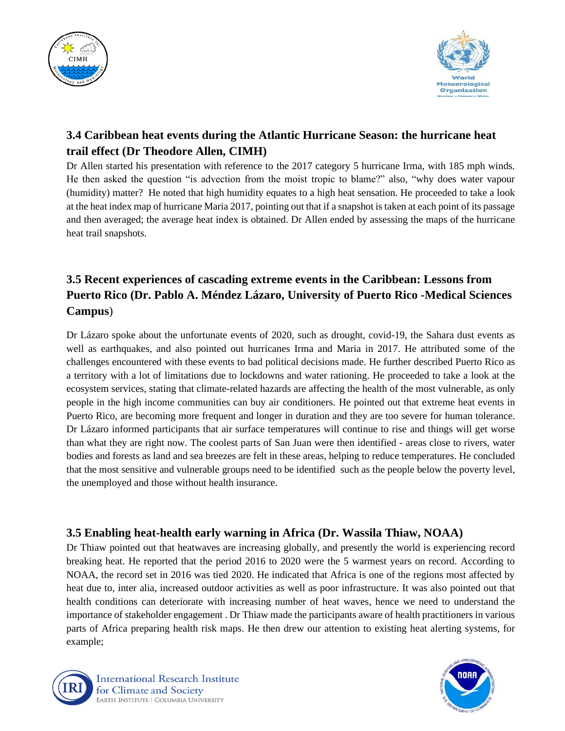### 3.4 Caribbean heat events during the Atlantic Hurricane Season: the hurricane heat trail effect (Dr Theodore Allen, CIMH)

Dr Allen started his presentation with reference to the 2017 category 5 hurricane Irma, with 185 mph winds. He then asked the question "is advection from the moist tropic to blame?" also, "why does water vapour (humidity) matter? He noted that high humidity equates to a high heat sensation. He proceeded to take a look at the heat index map of hurricane Maria 2017, pointing out that if a snapshot is taken at each point of its passage and then averaged; the average heat index is obtained. Dr Allen ended by assessing the maps of the hurricane heat trail snapshots.

### 3.5 Recent experiences of cascading extreme events in the Caribbean: Lessons from Puerto Rico (Dr. Pablo A. Méndez Lázaro, University of Puerto Rico -Medical Sciences Campus)

Dr Lázaro spoke about the unfortunate events of 2020, such as drought, covid-19, the Sahara dust events as well as earthquakes, and also pointed out hurricanes Irma and Maria in 2017. He attributed some of the challenges encountered with these events to bad political decisions made. He further described Puerto Rico as a territory with a lot of limitations due to lockdowns and water rationing. He proceeded to take a look at the ecosystem services, stating that climate-related hazards are affecting the health of the most vulnerable, as only people in the high income communities can buy air conditioners. He pointed out that extreme heat events in Puerto Rico, are becoming more frequent and longer in duration and they are too severe for human tolerance. Dr Lázaro informed participants that air surface temperatures will continue to rise and things will get worse than what they are right now. The coolest parts of San Juan were then identified - areas close to rivers, water bodies and forests as land and sea breezes are felt in these areas, helping to reduce temperatures. He concluded that the most sensitive and vulnerable groups need to be identified such as the people below the poverty level, the unemployed and those without health insurance.

### 3.5 Enabling heat-health early warning in Africa (Dr. Wassila Thiaw, NOAA)

Dr Thiaw pointed out that heatwaves are increasing globally, and presently the world is experiencing record breaking heat. He reported that the period 2016 to 2020 were the 5 warmest years on record. According to NOAA, the record set in 2016 was tied 2020. He indicated that Africa is one of the regions most affected by heat due to, inter alia, increased outdoor activities as well as poor infrastructure. It was also pointed out that health conditions can deteriorate with increasing number of heat waves, hence we need to understand the importance of stakeholder engagement . Dr Thiaw made the participants aware of health practitioners in various parts of Africa preparing health risk maps. He then drew our attention to existing heat alerting systems, for example;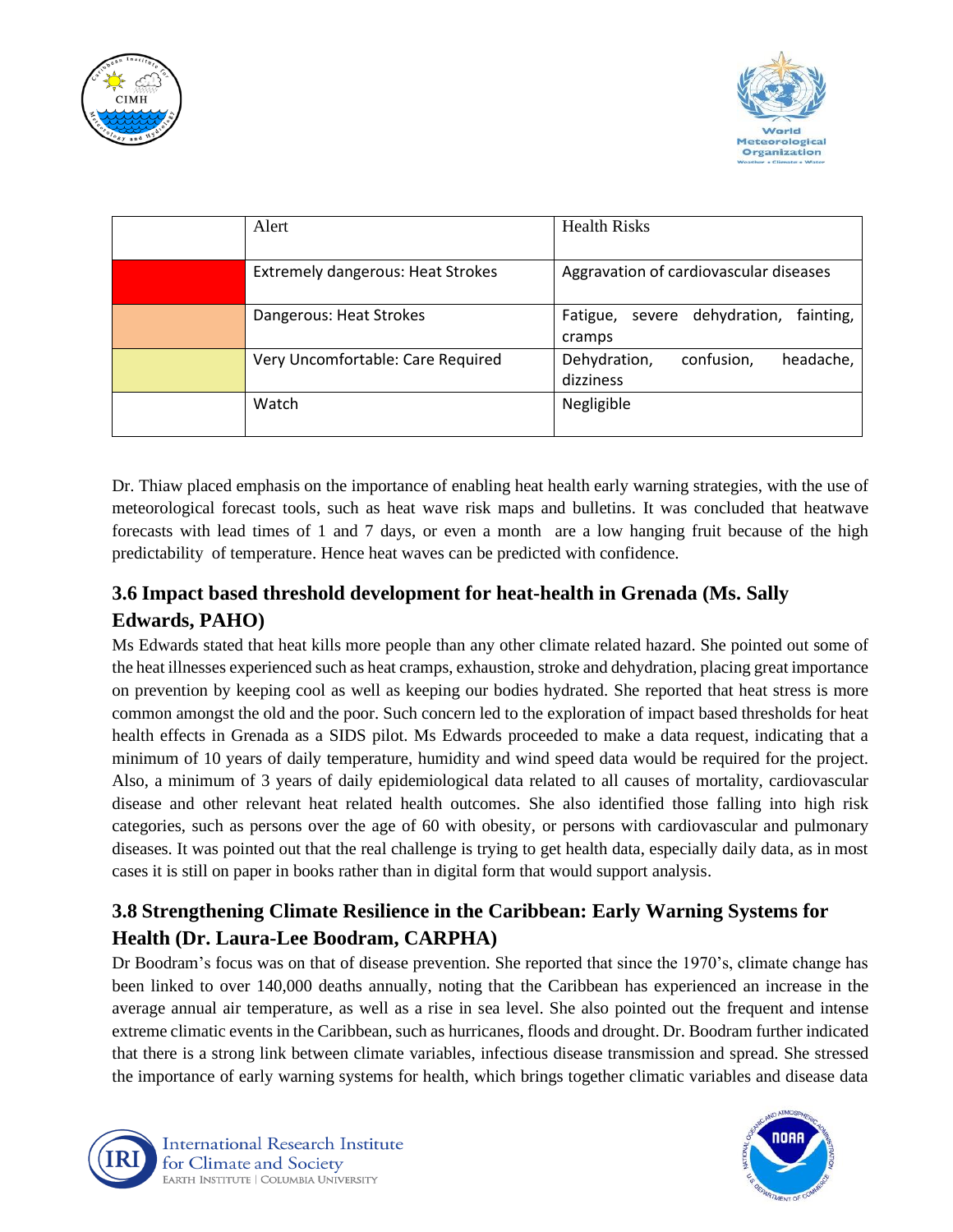| | Alert | Health Risks |
|---|---|---|
| | Extremely dangerous: Heat Strokes | Aggravation of cardiovascular diseases |
| | Dangerous: Heat Strokes | Fatigue, severe dehydration, fainting, cramps |
| | Very Uncomfortable: Care Required | Dehydration, confusion, headache, dizziness |
| | Watch | Negligible |

Dr. Thiaw placed emphasis on the importance of enabling heat health early warning strategies, with the use of meteorological forecast tools, such as heat wave risk maps and bulletins. It was concluded that heatwave forecasts with lead times of 1 and 7 days, or even a month are a low hanging fruit because of the high predictability of temperature. Hence heat waves can be predicted with confidence.

## 3.6 Impact based threshold development for heat-health in Grenada (Ms. Sally Edwards, PAHO)

Ms Edwards stated that heat kills more people than any other climate related hazard. She pointed out some of the heat illnesses experienced such as heat cramps, exhaustion, stroke and dehydration, placing great importance on prevention by keeping cool as well as keeping our bodies hydrated. She reported that heat stress is more common amongst the old and the poor. Such concern led to the exploration of impact based thresholds for heat health effects in Grenada as a SIDS pilot. Ms Edwards proceeded to make a data request, indicating that a minimum of 10 years of daily temperature, humidity and wind speed data would be required for the project. Also, a minimum of 3 years of daily epidemiological data related to all causes of mortality, cardiovascular disease and other relevant heat related health outcomes. She also identified those falling into high risk categories, such as persons over the age of 60 with obesity, or persons with cardiovascular and pulmonary diseases. It was pointed out that the real challenge is trying to get health data, especially daily data, as in most cases it is still on paper in books rather than in digital form that would support analysis.

## 3.8 Strengthening Climate Resilience in the Caribbean: Early Warning Systems for Health (Dr. Laura-Lee Boodram, CARPHA)

Dr Boodram's focus was on that of disease prevention. She reported that since the 1970's, climate change has been linked to over 140,000 deaths annually, noting that the Caribbean has experienced an increase in the average annual air temperature, as well as a rise in sea level. She also pointed out the frequent and intense extreme climatic events in the Caribbean, such as hurricanes, floods and drought. Dr. Boodram further indicated that there is a strong link between climate variables, infectious disease transmission and spread. She stressed the importance of early warning systems for health, which brings together climatic variables and disease data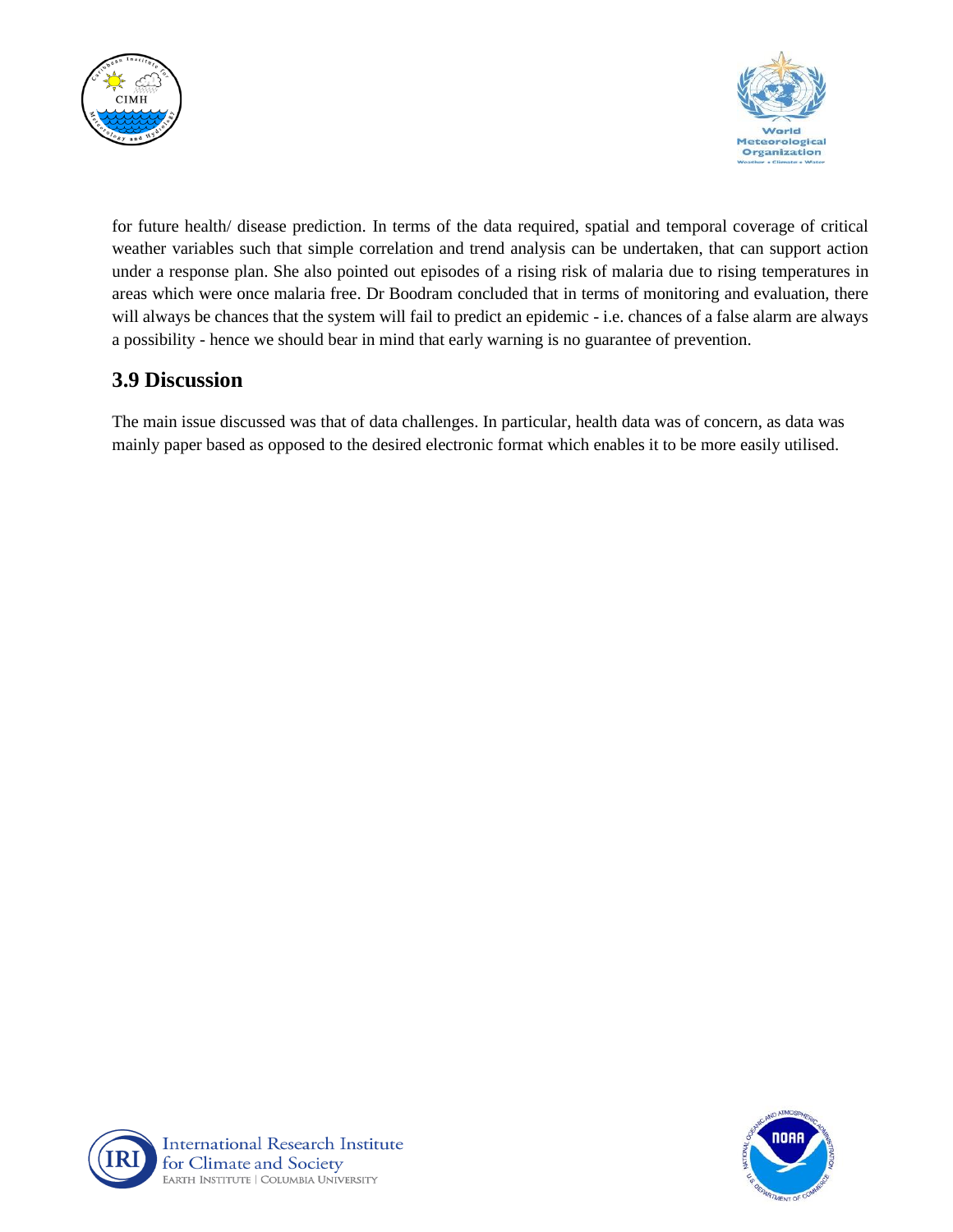for future health/ disease prediction. In terms of the data required, spatial and temporal coverage of critical weather variables such that simple correlation and trend analysis can be undertaken, that can support action under a response plan. She also pointed out episodes of a rising risk of malaria due to rising temperatures in areas which were once malaria free. Dr Boodram concluded that in terms of monitoring and evaluation, there will always be chances that the system will fail to predict an epidemic - i.e. chances of a false alarm are always a possibility - hence we should bear in mind that early warning is no guarantee of prevention.

## 3.9 Discussion

The main issue discussed was that of data challenges. In particular, health data was of concern, as data was mainly paper based as opposed to the desired electronic format which enables it to be more easily utilised.